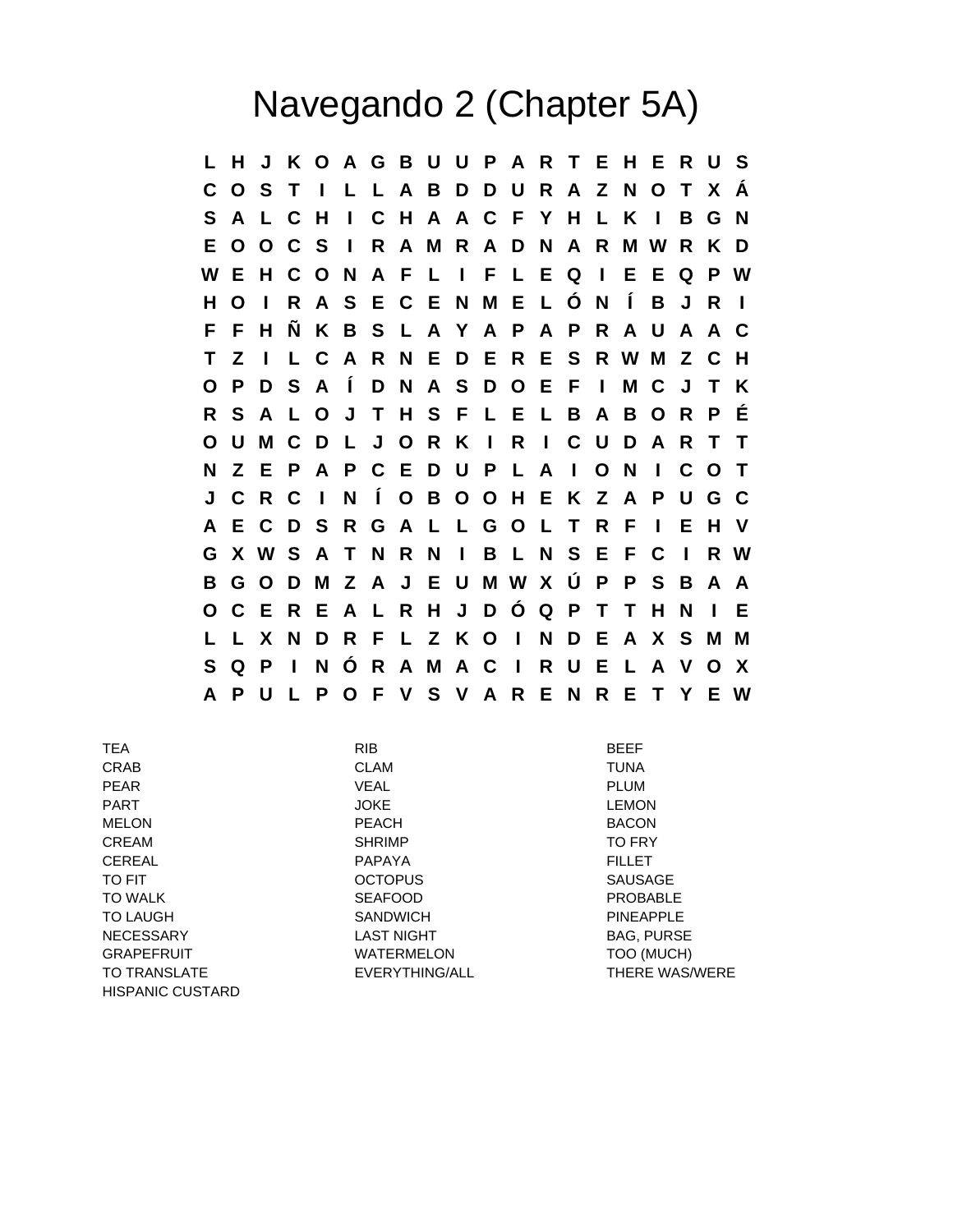# Navegando 2 (Chapter 5A)

```
L H J K O A G B U U P A R T E H E R U S
C O S T I L L A B D D U R A Z N O T X Á
S A L C H I C H A A C F Y H L K I B G N
E O O C S I R A M R A D N A R M W R K D
W E H C O N A F L I F L E Q I E E Q P W
H O I R A S E C E N M E L Ó N Í B J R I
F F H Ñ K B S L A Y A P A P R A U A A C
T Z I L C A R N E D E R E S R W M Z C H
O P D S A Í D N A S D O E F I M C J T K
R S A L O J T H S F L E L B A B O R P É
O U M C D L J O R K I R I C U D A R T T
N Z E P A P C E D U P L A I O N I C O T
J C R C I N Í O B O O H E K Z A P U G C
A E C D S R G A L L G O L T R F I E H V
G X W S A T N R N I B L N S E F C I R W
B G O D M Z A J E U M W X Ú P P S B A A
O C E R E A L R H J D Ó Q P T T H N I E
L L X N D R F L Z K O I N D E A X S M M
S Q P I N Ó R A M A C I R U E L A V O X
A P U L P O F V S V A R E N R E T Y E W
```

| | | |
|---|---|---|
| TEA | RIB | BEEF |
| CRAB | CLAM | TUNA |
| PEAR | VEAL | PLUM |
| PART | JOKE | LEMON |
| MELON | PEACH | BACON |
| CREAM | SHRIMP | TO FRY |
| CEREAL | PAPAYA | FILLET |
| TO FIT | OCTOPUS | SAUSAGE |
| TO WALK | SEAFOOD | PROBABLE |
| TO LAUGH | SANDWICH | PINEAPPLE |
| NECESSARY | LAST NIGHT | BAG, PURSE |
| GRAPEFRUIT | WATERMELON | TOO (MUCH) |
| TO TRANSLATE | EVERYTHING/ALL | THERE WAS/WERE |
| HISPANIC CUSTARD | | |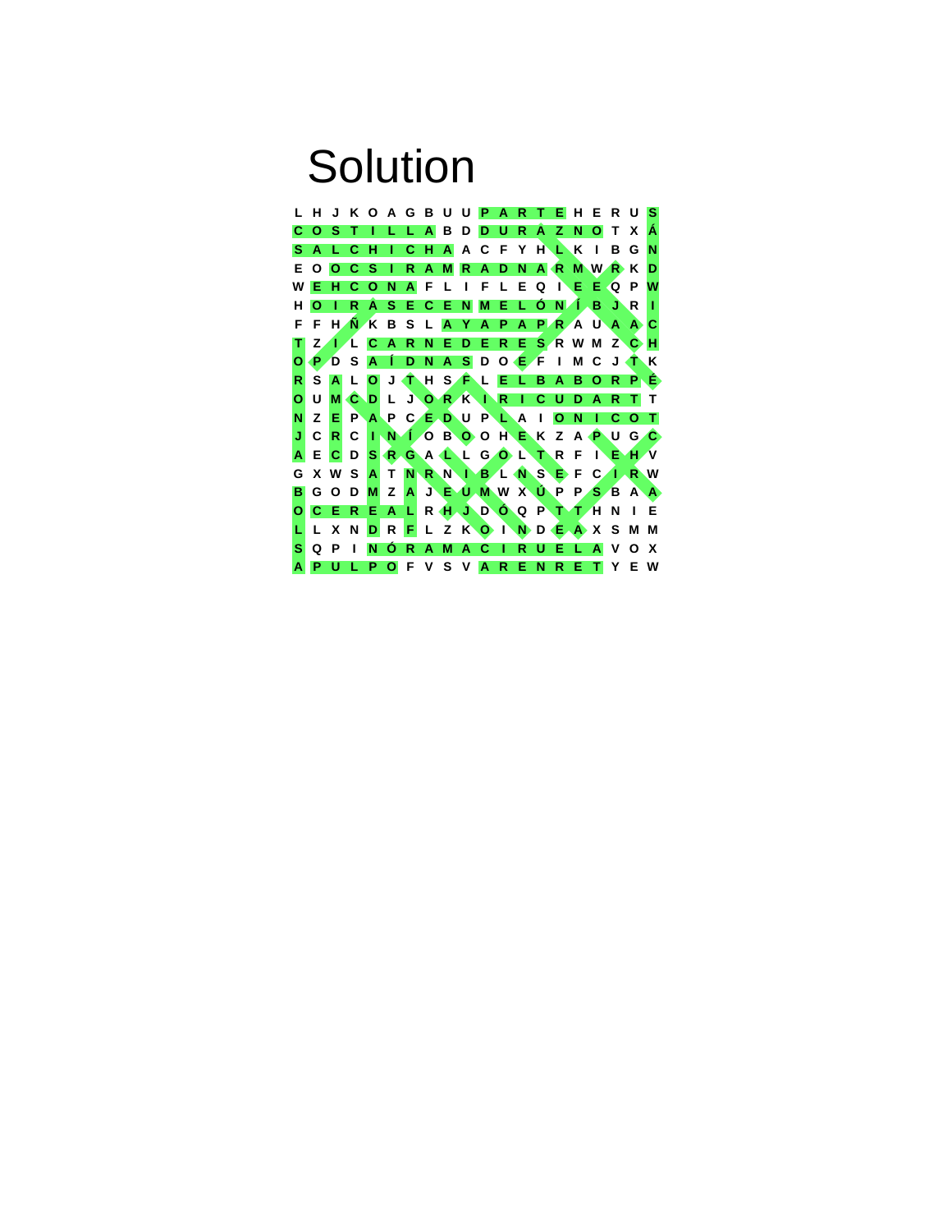# Solution

| | | | | | | | | | | | | | | | | | | | |
|---|---|---|---|---|---|---|---|---|---|---|---|---|---|---|---|---|---|---|---|
| L | H | J | K | O | A | G | B | U | U | P | A | R | T | E | H | E | R | U | S |
| C | O | S | T | I | L | L | A | B | D | D | U | R | A | Z | N | O | T | X | Á |
| S | A | L | C | H | I | C | H | A | A | C | F | Y | H | L | K | I | B | G | N |
| E | O | O | C | S | I | R | A | M | R | A | D | N | A | R | M | W | R | K | D |
| W | E | H | C | O | N | A | F | L | I | F | L | E | Q | I | E | E | Q | P | W |
| H | O | I | R | Á | S | E | C | E | N | M | E | L | Ó | N | Í | B | J | R | I |
| F | F | H | Ñ | K | B | S | L | A | Y | A | P | A | P | R | A | U | A | A | C |
| T | Z | I | L | C | A | R | N | E | D | E | R | E | S | R | W | M | Z | C | H |
| O | P | D | S | A | Í | D | N | A | S | D | O | E | F | I | M | C | J | T | K |
| R | S | A | L | O | J | T | H | S | F | L | E | L | B | A | B | O | R | P | É |
| O | U | M | C | D | L | J | O | R | K | I | R | I | C | U | D | A | R | T | T |
| N | Z | E | P | A | P | C | E | D | U | P | L | A | I | O | N | I | C | O | T |
| J | C | R | C | I | N | Í | O | B | O | O | H | E | K | Z | A | P | U | G | C |
| A | E | C | D | S | R | G | A | L | L | G | O | L | T | R | F | I | E | H | V |
| G | X | W | S | A | T | N | R | N | I | B | L | N | S | E | F | C | I | R | W |
| B | G | O | D | M | Z | A | J | E | U | M | W | X | Ú | P | P | S | B | A | A |
| O | C | E | R | E | A | L | R | H | J | D | Ó | Q | P | T | T | H | N | I | E |
| L | L | X | N | D | R | F | L | Z | K | O | I | N | D | E | A | X | S | M | M |
| S | Q | P | I | N | Ó | R | A | M | A | C | I | R | U | E | L | A | V | O | X |
| A | P | U | L | P | O | F | V | S | V | A | R | E | N | R | E | T | Y | E | W |